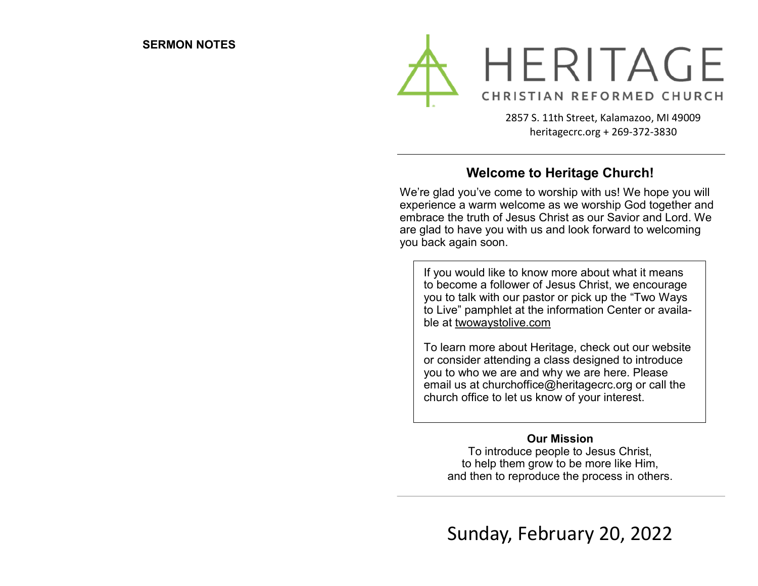**SERMON NOTES**

# HERITAGE

CHRISTIAN REFORMED CHURCH

2857 S. 11th Street, Kalamazoo, MI 49009
heritagecrc.org + 269-372-3830

## Welcome to Heritage Church!

We're glad you've come to worship with us! We hope you will experience a warm welcome as we worship God together and embrace the truth of Jesus Christ as our Savior and Lord. We are glad to have you with us and look forward to welcoming you back again soon.

If you would like to know more about what it means to become a follower of Jesus Christ, we encourage you to talk with our pastor or pick up the "Two Ways to Live" pamphlet at the information Center or available at twowaystolive.com

To learn more about Heritage, check out our website or consider attending a class designed to introduce you to who we are and why we are here. Please email us at churchoffice@heritagecrc.org or call the church office to let us know of your interest.

**Our Mission**

To introduce people to Jesus Christ,
to help them grow to be more like Him,
and then to reproduce the process in others.

Sunday, February 20, 2022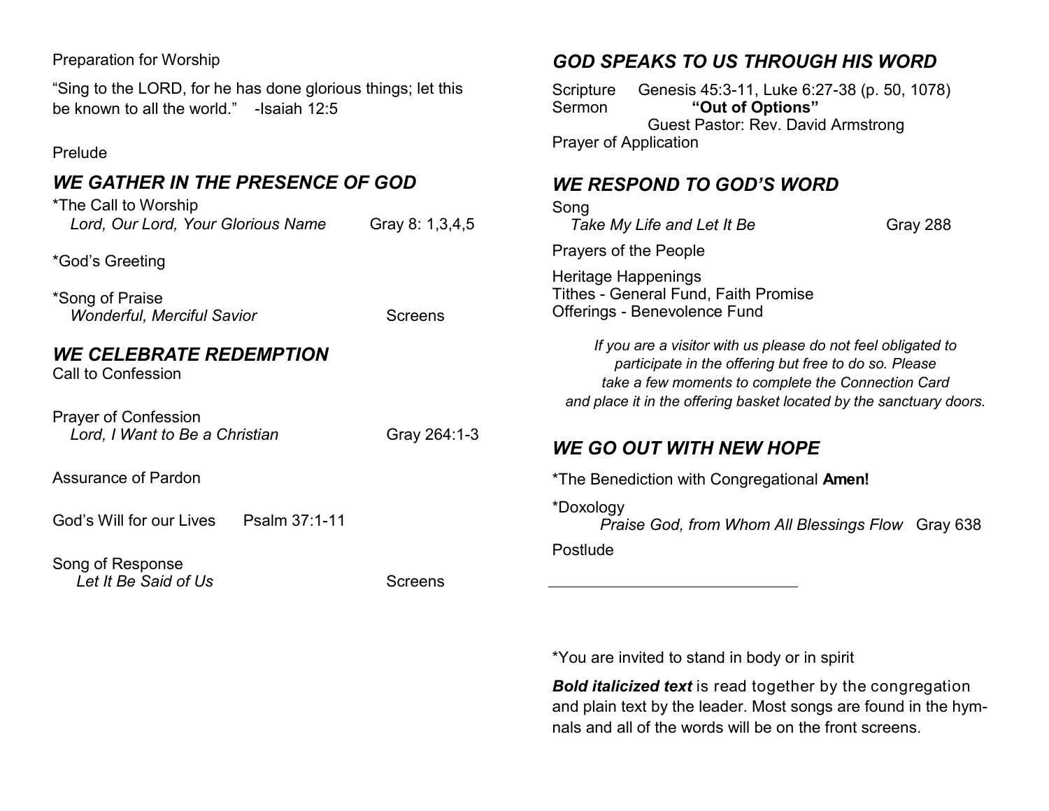Preparation for Worship

"Sing to the LORD, for he has done glorious things; let this be known to all the world." -Isaiah 12:5

Prelude

## *WE GATHER IN THE PRESENCE OF GOD*

*The Call to Worship
*Lord, Our Lord, Your Glorious Name* Gray 8: 1,3,4,5

*God's Greeting

*Song of Praise
*Wonderful, Merciful Savior* Screens

## *WE CELEBRATE REDEMPTION*

Call to Confession

Prayer of Confession
*Lord, I Want to Be a Christian* Gray 264:1-3

Assurance of Pardon

God's Will for our Lives Psalm 37:1-11

Song of Response
*Let It Be Said of Us* Screens

## *GOD SPEAKS TO US THROUGH HIS WORD*

Scripture Genesis 45:3-11, Luke 6:27-38 (p. 50, 1078)
Sermon **"Out of Options"**
Guest Pastor: Rev. David Armstrong
Prayer of Application

## *WE RESPOND TO GOD'S WORD*

Song
*Take My Life and Let It Be* Gray 288

Prayers of the People

Heritage Happenings
Tithes - General Fund, Faith Promise
Offerings - Benevolence Fund

*If you are a visitor with us please do not feel obligated to participate in the offering but free to do so. Please take a few moments to complete the Connection Card and place it in the offering basket located by the sanctuary doors.*

## *WE GO OUT WITH NEW HOPE*

*The Benediction with Congregational **Amen!**

*Doxology
*Praise God, from Whom All Blessings Flow* Gray 638

Postlude

---

*You are invited to stand in body or in spirit

***Bold italicized text*** is read together by the congregation and plain text by the leader. Most songs are found in the hymnals and all of the words will be on the front screens.